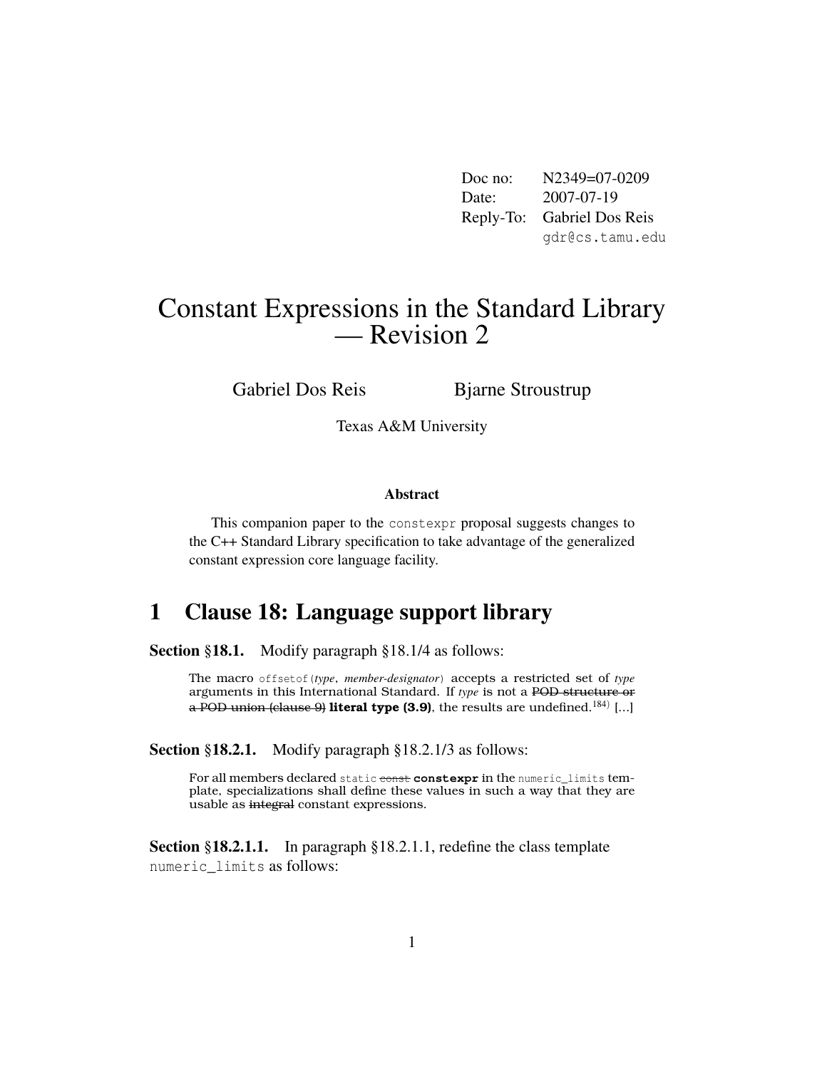| Doc no: | N2349=07-0209 |
| --- | --- |
| Date: | 2007-07-19 |
| Reply-To: | Gabriel Dos Reis |
| | gdr@cs.tamu.edu |

# Constant Expressions in the Standard Library — Revision 2

Gabriel Dos Reis Bjarne Stroustrup

Texas A&M University

### Abstract

This companion paper to the `constexpr` proposal suggests changes to the C++ Standard Library specification to take advantage of the generalized constant expression core language facility.

## 1 Clause 18: Language support library

**Section §18.1.** Modify paragraph §18.1/4 as follows:

> The macro `offsetof(`*type*, *member-designator*`)` accepts a restricted set of *type* arguments in this International Standard. If *type* is not a ~~POD structure or a POD union (clause 9)~~ **literal type (3.9)**, the results are undefined.[184] [...]

**Section §18.2.1.** Modify paragraph §18.2.1/3 as follows:

> For all members declared `static` ~~`const`~~ **`constexpr`** in the `numeric_limits` template, specializations shall define these values in such a way that they are usable as ~~integral~~ constant expressions.

**Section §18.2.1.1.** In paragraph §18.2.1.1, redefine the class template `numeric_limits` as follows: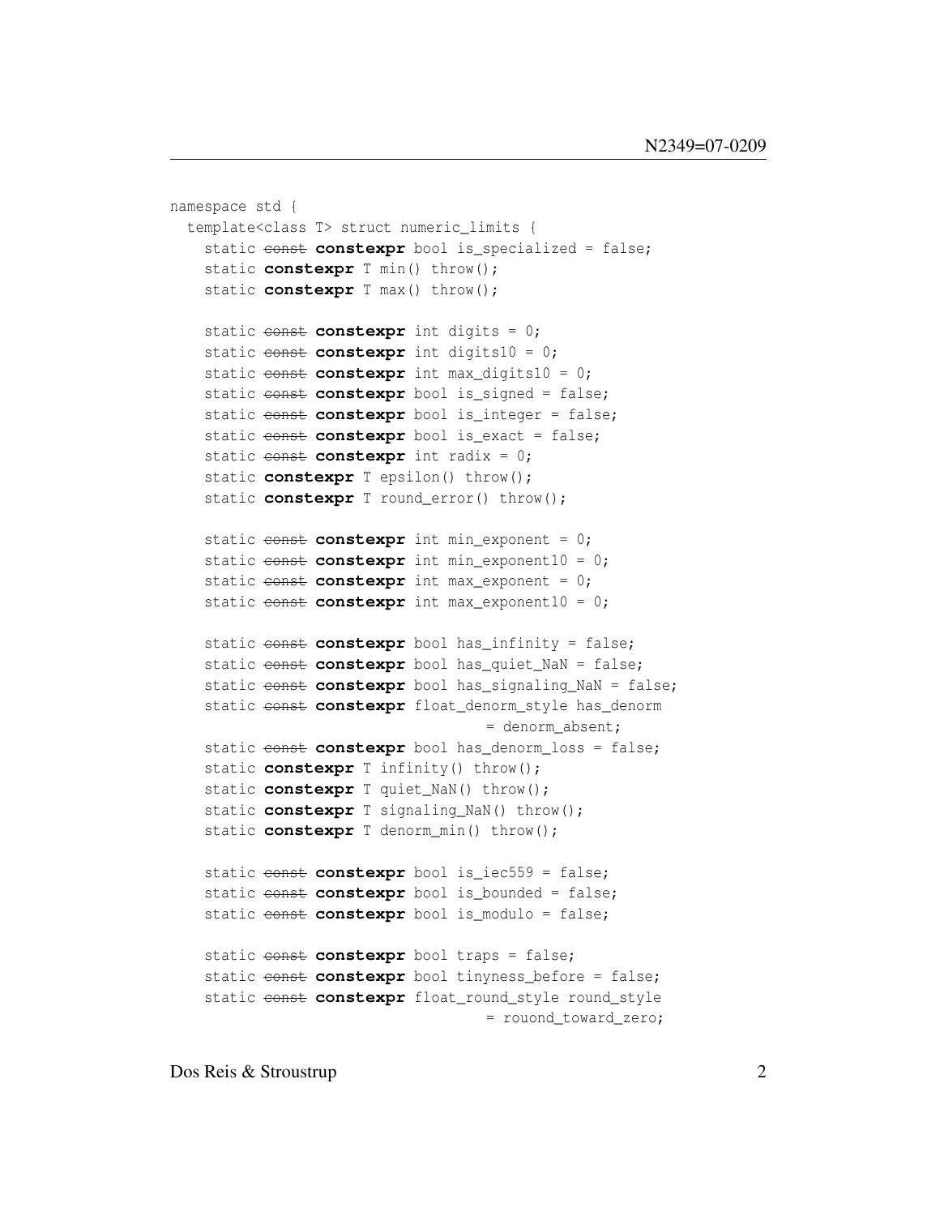```
namespace std {
  template<class T> struct numeric_limits {
    static ~~const~~ **constexpr** bool is_specialized = false;
    static **constexpr** T min() throw();
    static **constexpr** T max() throw();

    static ~~const~~ **constexpr** int digits = 0;
    static ~~const~~ **constexpr** int digits10 = 0;
    static ~~const~~ **constexpr** int max_digits10 = 0;
    static ~~const~~ **constexpr** bool is_signed = false;
    static ~~const~~ **constexpr** bool is_integer = false;
    static ~~const~~ **constexpr** bool is_exact = false;
    static ~~const~~ **constexpr** int radix = 0;
    static **constexpr** T epsilon() throw();
    static **constexpr** T round_error() throw();

    static ~~const~~ **constexpr** int min_exponent = 0;
    static ~~const~~ **constexpr** int min_exponent10 = 0;
    static ~~const~~ **constexpr** int max_exponent = 0;
    static ~~const~~ **constexpr** int max_exponent10 = 0;

    static ~~const~~ **constexpr** bool has_infinity = false;
    static ~~const~~ **constexpr** bool has_quiet_NaN = false;
    static ~~const~~ **constexpr** bool has_signaling_NaN = false;
    static ~~const~~ **constexpr** float_denorm_style has_denorm
                                  = denorm_absent;
    static ~~const~~ **constexpr** bool has_denorm_loss = false;
    static **constexpr** T infinity() throw();
    static **constexpr** T quiet_NaN() throw();
    static **constexpr** T signaling_NaN() throw();
    static **constexpr** T denorm_min() throw();

    static ~~const~~ **constexpr** bool is_iec559 = false;
    static ~~const~~ **constexpr** bool is_bounded = false;
    static ~~const~~ **constexpr** bool is_modulo = false;

    static ~~const~~ **constexpr** bool traps = false;
    static ~~const~~ **constexpr** bool tinyness_before = false;
    static ~~const~~ **constexpr** float_round_style round_style
                                  = rouond_toward_zero;
```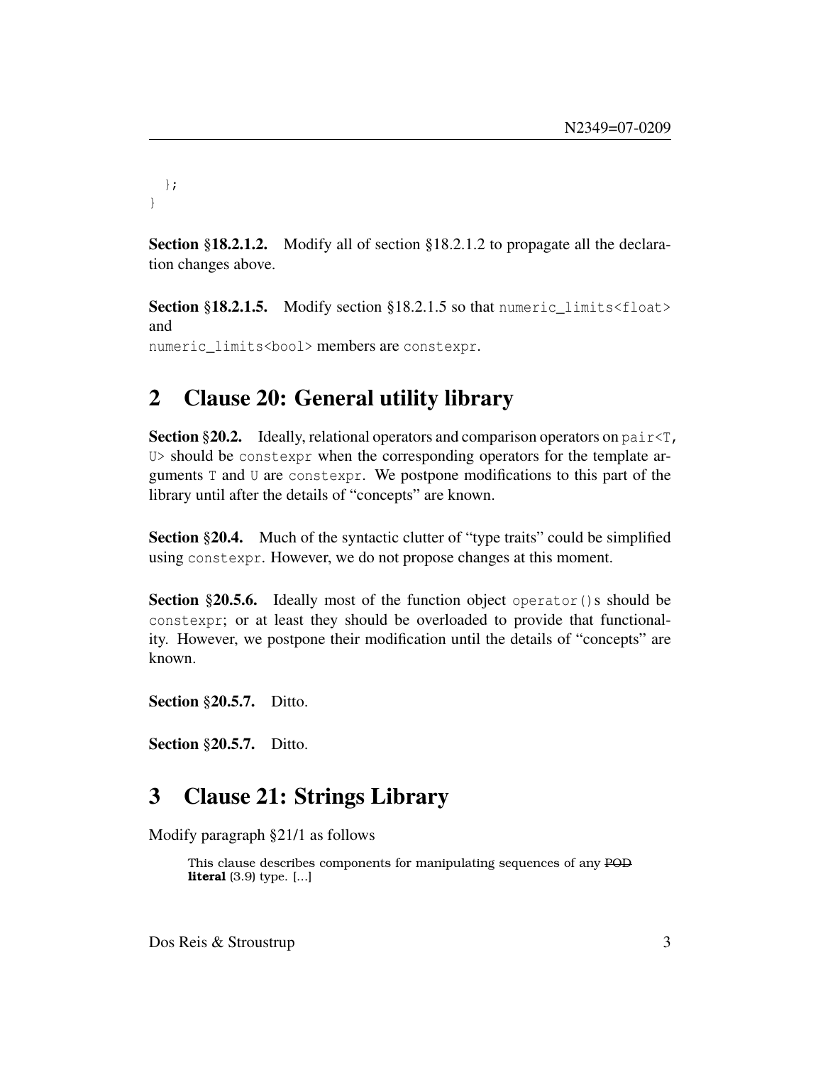```
  };
}
```

**Section §18.2.1.2.** Modify all of section §18.2.1.2 to propagate all the declaration changes above.

**Section §18.2.1.5.** Modify section §18.2.1.5 so that `numeric_limits<float>` and
`numeric_limits<bool>` members are `constexpr`.

## 2 Clause 20: General utility library

**Section §20.2.** Ideally, relational operators and comparison operators on `pair<T, U>` should be `constexpr` when the corresponding operators for the template arguments `T` and `U` are `constexpr`. We postpone modifications to this part of the library until after the details of "concepts" are known.

**Section §20.4.** Much of the syntactic clutter of "type traits" could be simplified using `constexpr`. However, we do not propose changes at this moment.

**Section §20.5.6.** Ideally most of the function object `operator()`s should be `constexpr`; or at least they should be overloaded to provide that functionality. However, we postpone their modification until the details of "concepts" are known.

**Section §20.5.7.** Ditto.

**Section §20.5.7.** Ditto.

## 3 Clause 21: Strings Library

Modify paragraph §21/1 as follows

> This clause describes components for manipulating sequences of any ~~POD~~ **literal** (3.9) type. [...]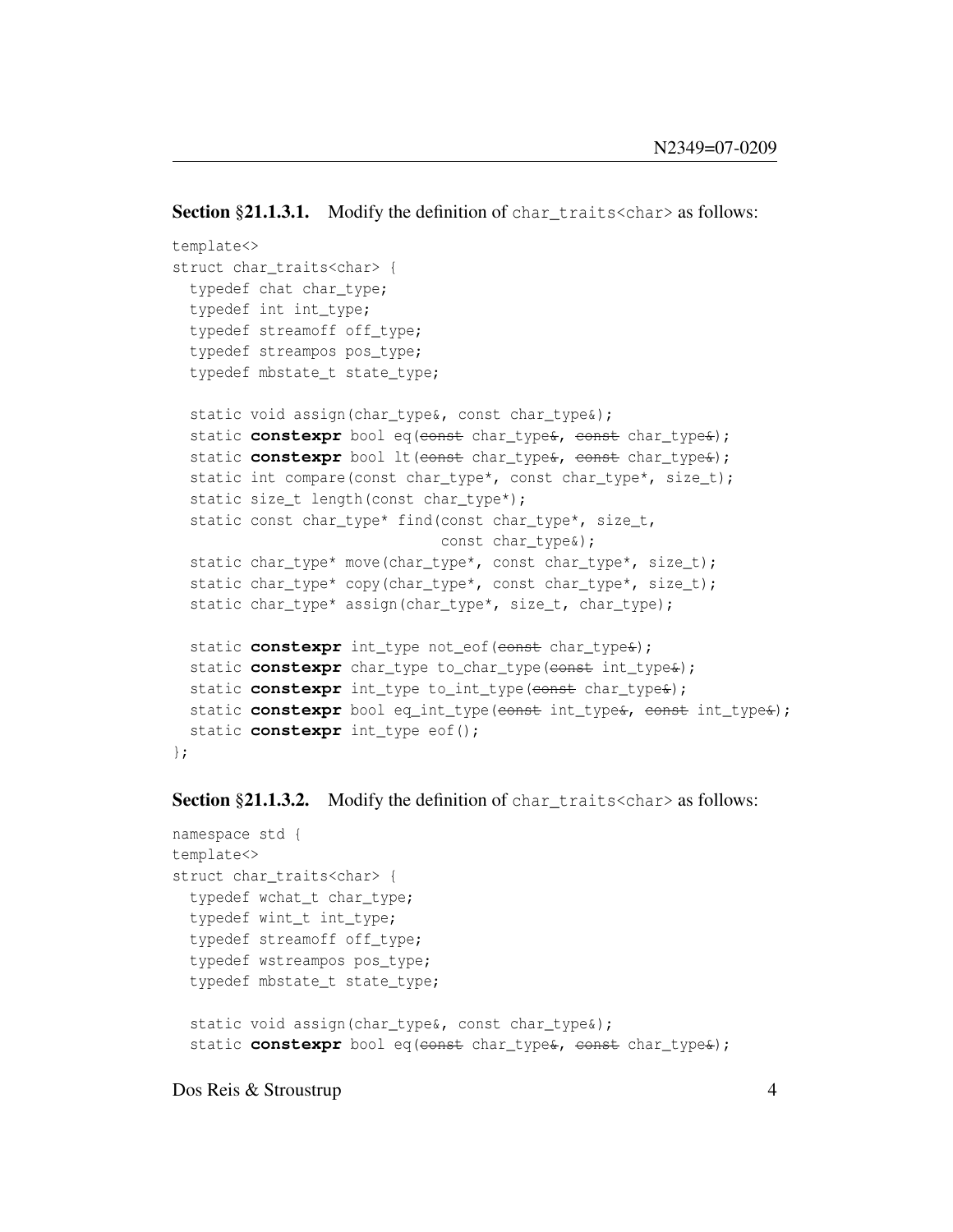**Section §21.1.3.1.** Modify the definition of `char_traits<char>` as follows:

```
template<>
struct char_traits<char> {
  typedef chat char_type;
  typedef int int_type;
  typedef streamoff off_type;
  typedef streampos pos_type;
  typedef mbstate_t state_type;

  static void assign(char_type&, const char_type&);
  static constexpr bool eq(const char_type&, const char_type&);
  static constexpr bool lt(const char_type&, const char_type&);
  static int compare(const char_type*, const char_type*, size_t);
  static size_t length(const char_type*);
  static const char_type* find(const char_type*, size_t,
                               const char_type&);
  static char_type* move(char_type*, const char_type*, size_t);
  static char_type* copy(char_type*, const char_type*, size_t);
  static char_type* assign(char_type*, size_t, char_type);

  static constexpr int_type not_eof(const char_type&);
  static constexpr char_type to_char_type(const int_type&);
  static constexpr int_type to_int_type(const char_type&);
  static constexpr bool eq_int_type(const int_type&, const int_type&);
  static constexpr int_type eof();
};
```

**Section §21.1.3.2.** Modify the definition of `char_traits<char>` as follows:

```
namespace std {
template<>
struct char_traits<char> {
  typedef wchat_t char_type;
  typedef wint_t int_type;
  typedef streamoff off_type;
  typedef wstreampos pos_type;
  typedef mbstate_t state_type;

  static void assign(char_type&, const char_type&);
  static constexpr bool eq(const char_type&, const char_type&);
```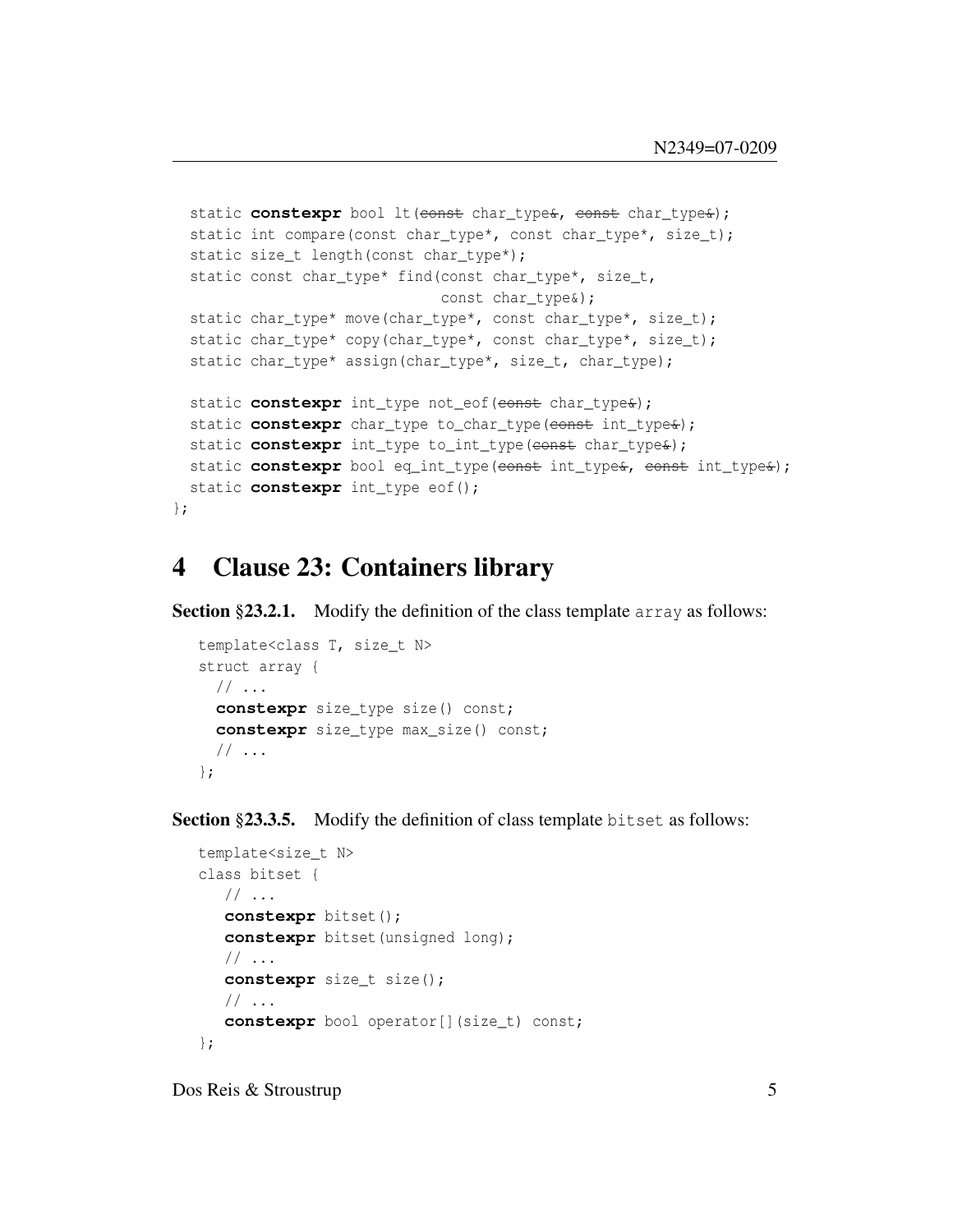```
  static constexpr bool lt(const char_type&, const char_type&);
  static int compare(const char_type*, const char_type*, size_t);
  static size_t length(const char_type*);
  static const char_type* find(const char_type*, size_t,
                               const char_type&);
  static char_type* move(char_type*, const char_type*, size_t);
  static char_type* copy(char_type*, const char_type*, size_t);
  static char_type* assign(char_type*, size_t, char_type);

  static constexpr int_type not_eof(const char_type&);
  static constexpr char_type to_char_type(const int_type&);
  static constexpr int_type to_int_type(const char_type&);
  static constexpr bool eq_int_type(const int_type&, const int_type&);
  static constexpr int_type eof();
};
```

# 4 Clause 23: Containers library

**Section §23.2.1.** Modify the definition of the class template `array` as follows:

```
template<class T, size_t N>
struct array {
  // ...
  constexpr size_type size() const;
  constexpr size_type max_size() const;
  // ...
};
```

**Section §23.3.5.** Modify the definition of class template `bitset` as follows:

```
template<size_t N>
class bitset {
   // ...
   constexpr bitset();
   constexpr bitset(unsigned long);
   // ...
   constexpr size_t size();
   // ...
   constexpr bool operator[](size_t) const;
};
```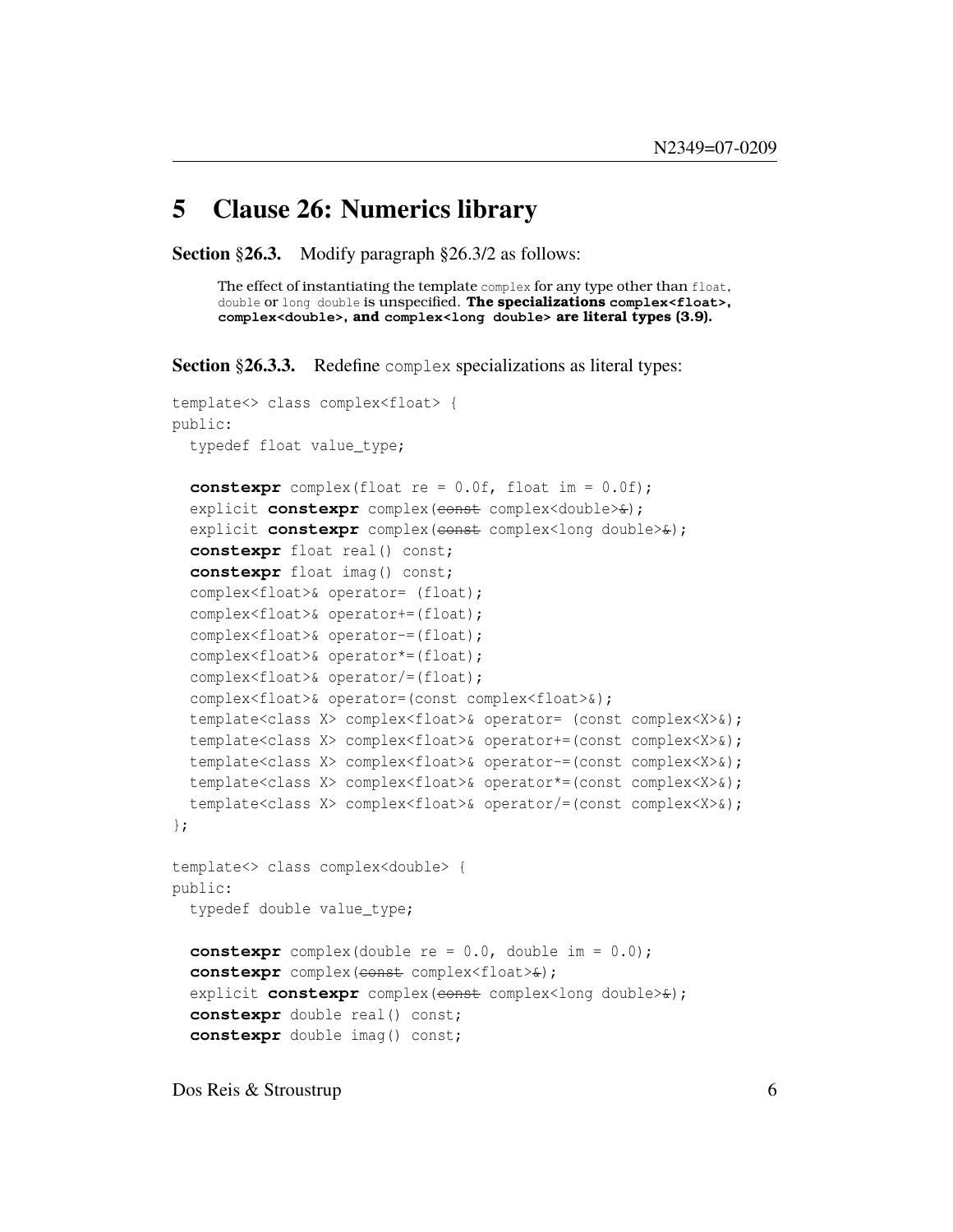# 5 Clause 26: Numerics library

**Section §26.3.** Modify paragraph §26.3/2 as follows:

> The effect of instantiating the template `complex` for any type other than `float`, `double` or `long double` is unspecified. **The specializations `complex<float>`, `complex<double>`, and `complex<long double>` are literal types (3.9).**

**Section §26.3.3.** Redefine `complex` specializations as literal types:

```
template<> class complex<float> {
public:
  typedef float value_type;

  constexpr complex(float re = 0.0f, float im = 0.0f);
  explicit constexpr complex(const complex<double>&);
  explicit constexpr complex(const complex<long double>&);
  constexpr float real() const;
  constexpr float imag() const;
  complex<float>& operator= (float);
  complex<float>& operator+=(float);
  complex<float>& operator-=(float);
  complex<float>& operator*=(float);
  complex<float>& operator/=(float);
  complex<float>& operator=(const complex<float>&);
  template<class X> complex<float>& operator= (const complex<X>&);
  template<class X> complex<float>& operator+=(const complex<X>&);
  template<class X> complex<float>& operator-=(const complex<X>&);
  template<class X> complex<float>& operator*=(const complex<X>&);
  template<class X> complex<float>& operator/=(const complex<X>&);
};

template<> class complex<double> {
public:
  typedef double value_type;

  constexpr complex(double re = 0.0, double im = 0.0);
  constexpr complex(const complex<float>&);
  explicit constexpr complex(const complex<long double>&);
  constexpr double real() const;
  constexpr double imag() const;
```

(Note: in the constructor parameters above, `const` and `&` are shown struck through in the original, indicating their removal.)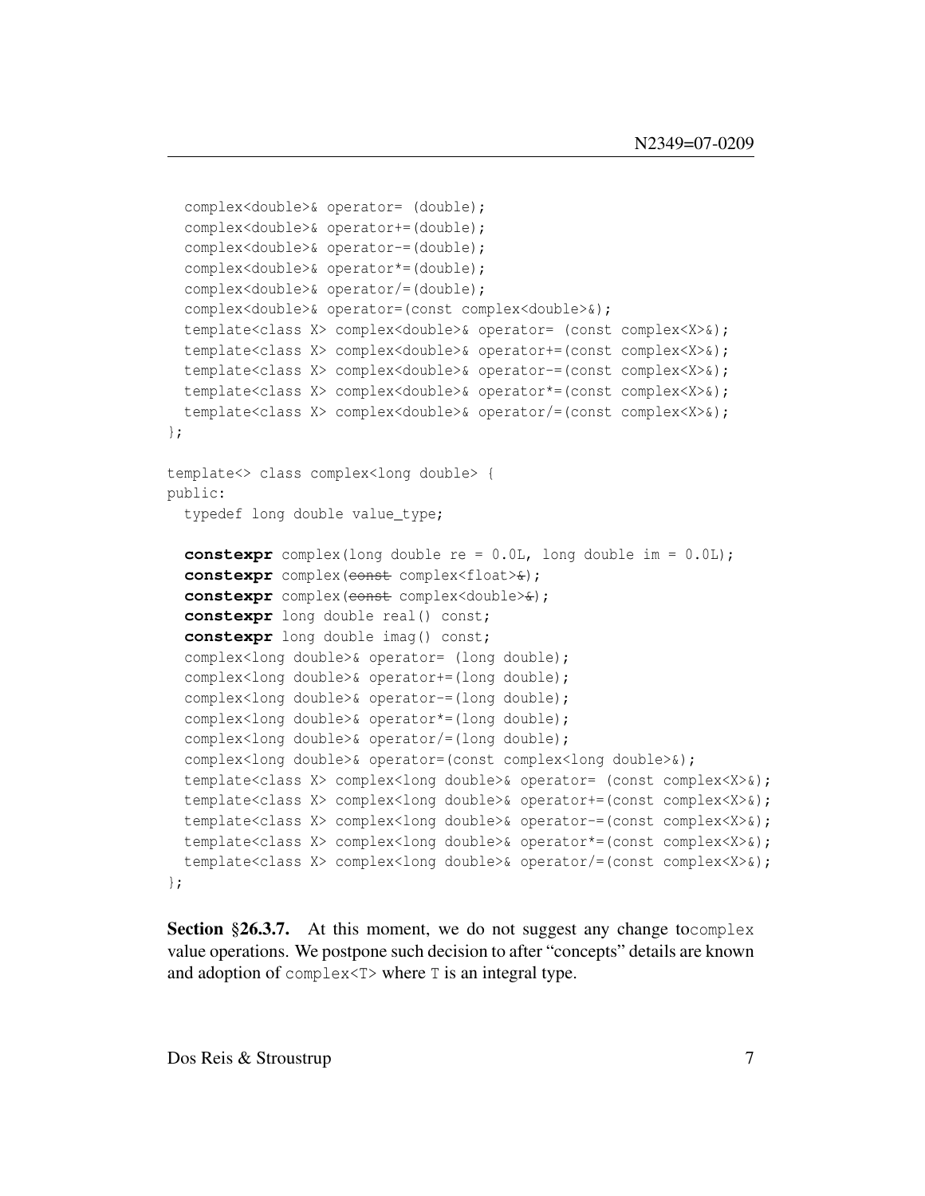```
  complex<double>& operator= (double);
  complex<double>& operator+=(double);
  complex<double>& operator-=(double);
  complex<double>& operator*=(double);
  complex<double>& operator/=(double);
  complex<double>& operator=(const complex<double>&);
  template<class X> complex<double>& operator= (const complex<X>&);
  template<class X> complex<double>& operator+=(const complex<X>&);
  template<class X> complex<double>& operator-=(const complex<X>&);
  template<class X> complex<double>& operator*=(const complex<X>&);
  template<class X> complex<double>& operator/=(const complex<X>&);
};

template<> class complex<long double> {
public:
  typedef long double value_type;

  constexpr complex(long double re = 0.0L, long double im = 0.0L);
  constexpr complex(const complex<float>&);
  constexpr complex(const complex<double>&);
  constexpr long double real() const;
  constexpr long double imag() const;
  complex<long double>& operator= (long double);
  complex<long double>& operator+=(long double);
  complex<long double>& operator-=(long double);
  complex<long double>& operator*=(long double);
  complex<long double>& operator/=(long double);
  complex<long double>& operator=(const complex<long double>&);
  template<class X> complex<long double>& operator= (const complex<X>&);
  template<class X> complex<long double>& operator+=(const complex<X>&);
  template<class X> complex<long double>& operator-=(const complex<X>&);
  template<class X> complex<long double>& operator*=(const complex<X>&);
  template<class X> complex<long double>& operator/=(const complex<X>&);
};
```

**Section §26.3.7.** At this moment, we do not suggest any change to `complex` value operations. We postpone such decision to after "concepts" details are known and adoption of `complex<T>` where `T` is an integral type.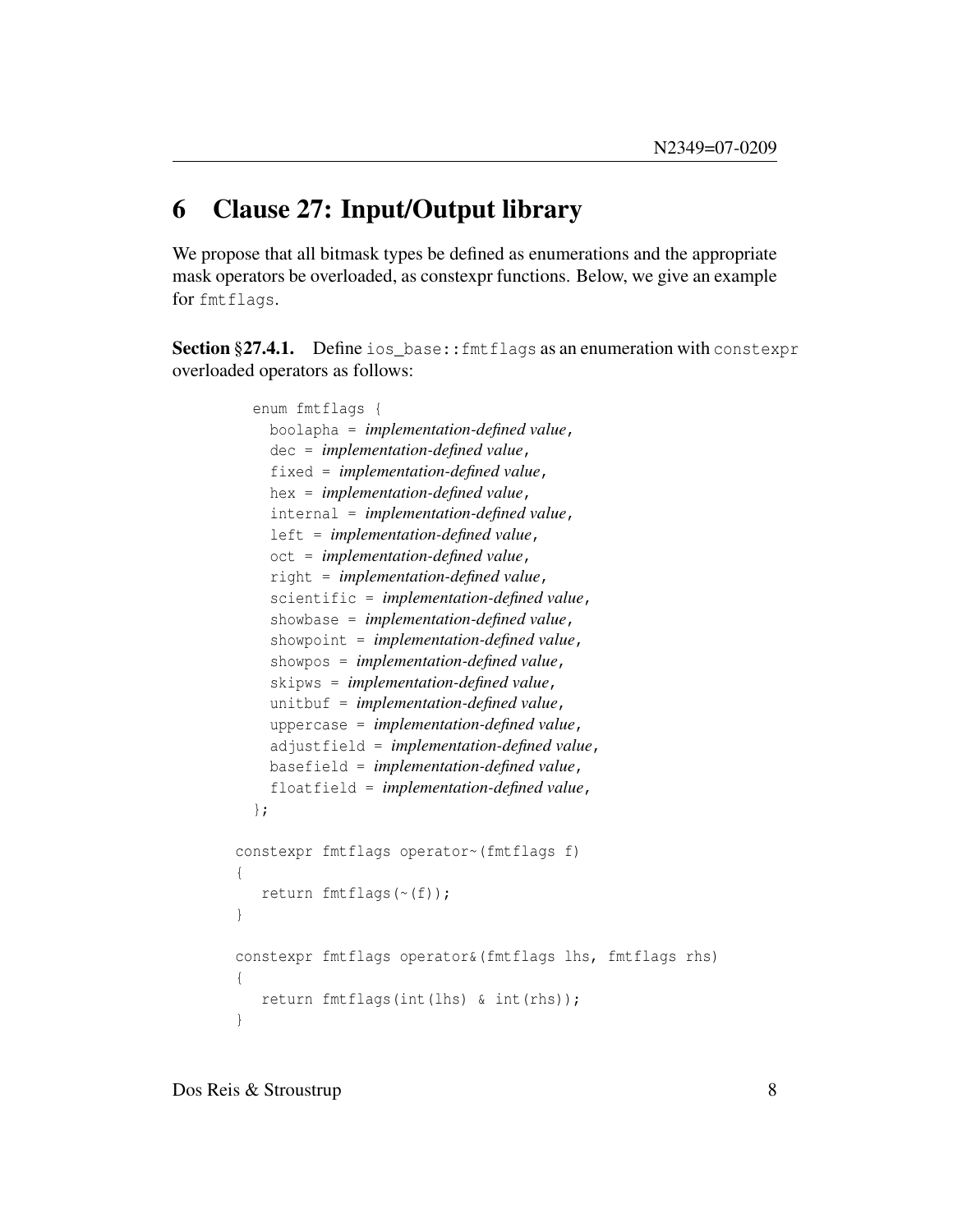# 6 Clause 27: Input/Output library

We propose that all bitmask types be defined as enumerations and the appropriate mask operators be overloaded, as constexpr functions. Below, we give an example for `fmtflags`.

**Section §27.4.1.** Define `ios_base::fmtflags` as an enumeration with `constexpr` overloaded operators as follows:

```
enum fmtflags {
  boolapha = implementation-defined value,
  dec = implementation-defined value,
  fixed = implementation-defined value,
  hex = implementation-defined value,
  internal = implementation-defined value,
  left = implementation-defined value,
  oct = implementation-defined value,
  right = implementation-defined value,
  scientific = implementation-defined value,
  showbase = implementation-defined value,
  showpoint = implementation-defined value,
  showpos = implementation-defined value,
  skipws = implementation-defined value,
  unitbuf = implementation-defined value,
  uppercase = implementation-defined value,
  adjustfield = implementation-defined value,
  basefield = implementation-defined value,
  floatfield = implementation-defined value,
};

constexpr fmtflags operator~(fmtflags f)
{
   return fmtflags(~(f));
}

constexpr fmtflags operator&(fmtflags lhs, fmtflags rhs)
{
   return fmtflags(int(lhs) & int(rhs));
}
```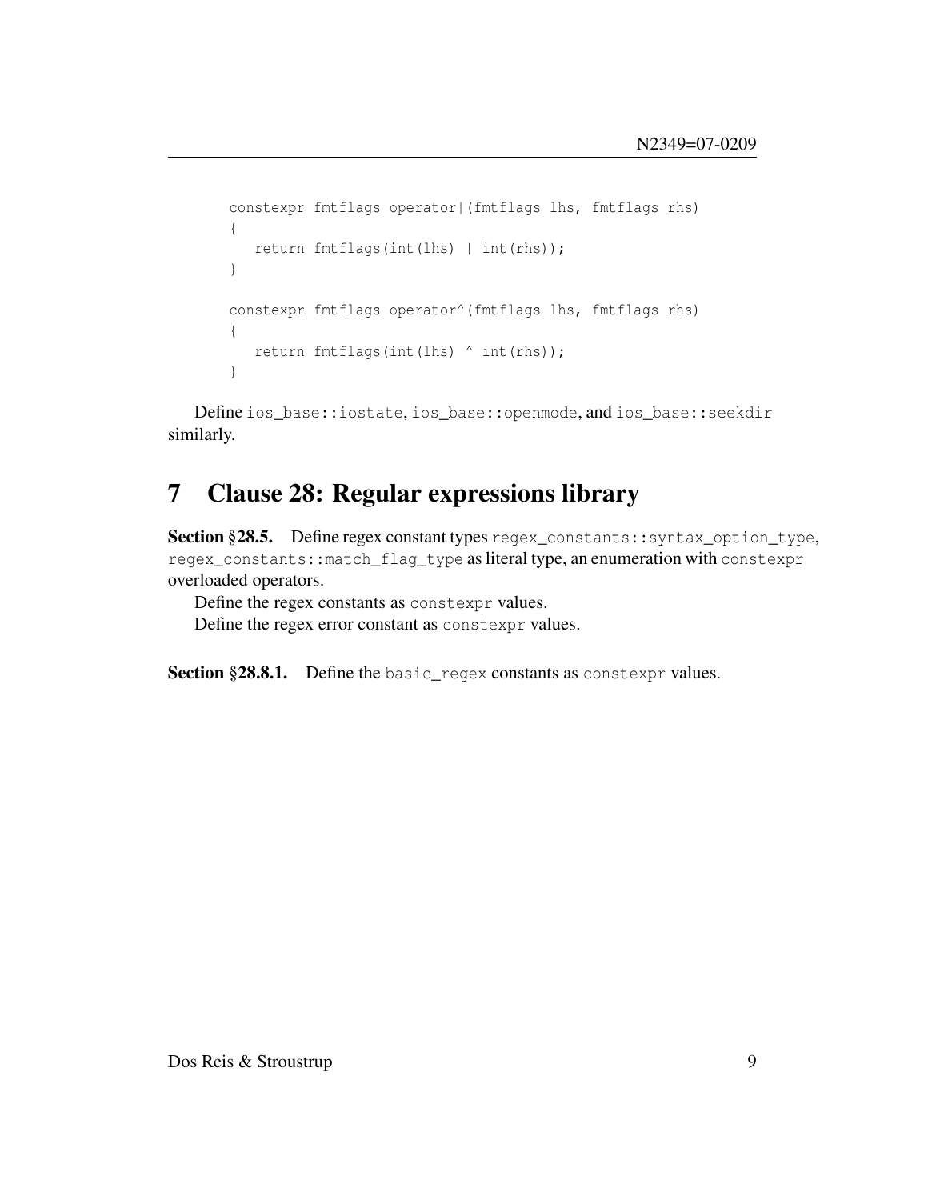```
constexpr fmtflags operator|(fmtflags lhs, fmtflags rhs)
{
   return fmtflags(int(lhs) | int(rhs));
}

constexpr fmtflags operator^(fmtflags lhs, fmtflags rhs)
{
   return fmtflags(int(lhs) ^ int(rhs));
}
```

Define `ios_base::iostate`, `ios_base::openmode`, and `ios_base::seekdir` similarly.

## 7 Clause 28: Regular expressions library

**Section §28.5.** Define regex constant types `regex_constants::syntax_option_type`, `regex_constants::match_flag_type` as literal type, an enumeration with `constexpr` overloaded operators.

Define the regex constants as `constexpr` values.

Define the regex error constant as `constexpr` values.

**Section §28.8.1.** Define the `basic_regex` constants as `constexpr` values.